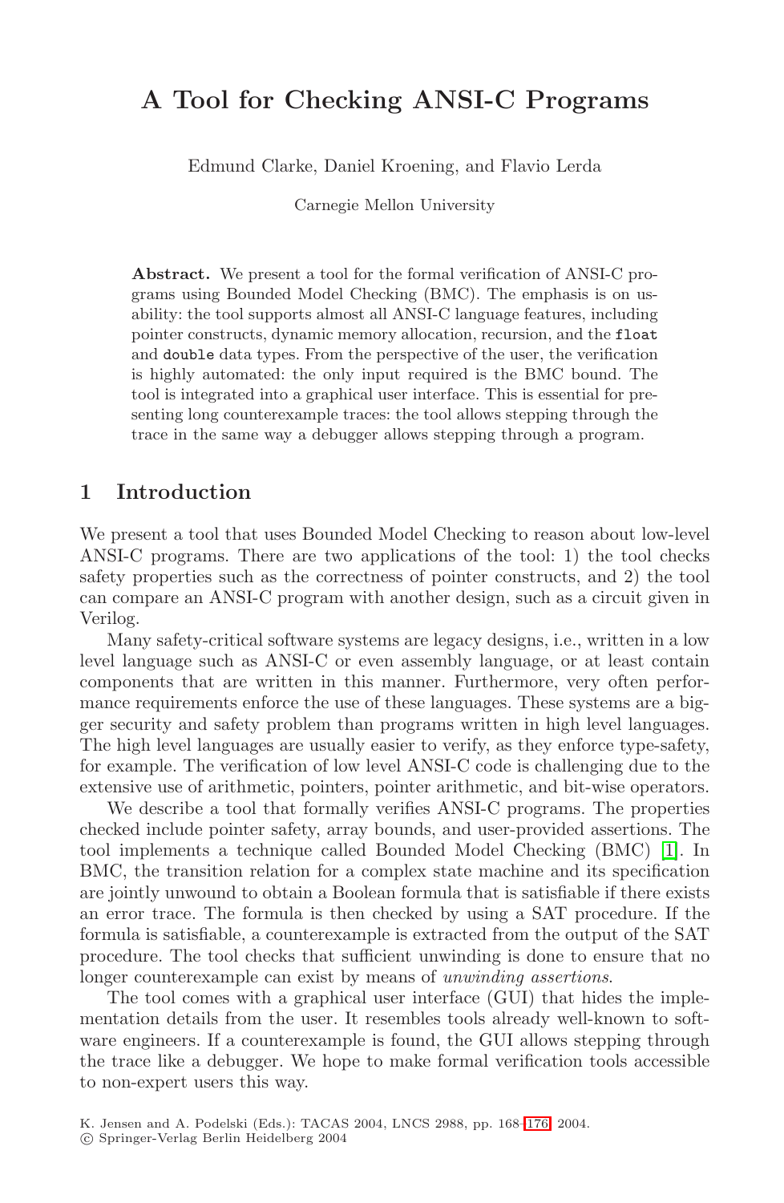# A Tool for Checking ANSI-C Programs

Edmund Clarke, Daniel Kroening, and Flavio Lerda

Carnegie Mellon University

**Abstract.** We present a tool for the formal verification of ANSI-C programs using Bounded Model Checking (BMC). The emphasis is on usability: the tool supports almost all ANSI-C language features, including pointer constructs, dynamic memory allocation, recursion, and the `float` and `double` data types. From the perspective of the user, the verification is highly automated: the only input required is the BMC bound. The tool is integrated into a graphical user interface. This is essential for presenting long counterexample traces: the tool allows stepping through the trace in the same way a debugger allows stepping through a program.

## 1 Introduction

We present a tool that uses Bounded Model Checking to reason about low-level ANSI-C programs. There are two applications of the tool: 1) the tool checks safety properties such as the correctness of pointer constructs, and 2) the tool can compare an ANSI-C program with another design, such as a circuit given in Verilog.

Many safety-critical software systems are legacy designs, i.e., written in a low level language such as ANSI-C or even assembly language, or at least contain components that are written in this manner. Furthermore, very often performance requirements enforce the use of these languages. These systems are a bigger security and safety problem than programs written in high level languages. The high level languages are usually easier to verify, as they enforce type-safety, for example. The verification of low level ANSI-C code is challenging due to the extensive use of arithmetic, pointers, pointer arithmetic, and bit-wise operators.

We describe a tool that formally verifies ANSI-C programs. The properties checked include pointer safety, array bounds, and user-provided assertions. The tool implements a technique called Bounded Model Checking (BMC) [1]. In BMC, the transition relation for a complex state machine and its specification are jointly unwound to obtain a Boolean formula that is satisfiable if there exists an error trace. The formula is then checked by using a SAT procedure. If the formula is satisfiable, a counterexample is extracted from the output of the SAT procedure. The tool checks that sufficient unwinding is done to ensure that no longer counterexample can exist by means of *unwinding assertions*.

The tool comes with a graphical user interface (GUI) that hides the implementation details from the user. It resembles tools already well-known to software engineers. If a counterexample is found, the GUI allows stepping through the trace like a debugger. We hope to make formal verification tools accessible to non-expert users this way.

K. Jensen and A. Podelski (Eds.): TACAS 2004, LNCS 2988, pp. 168–176, 2004.
© Springer-Verlag Berlin Heidelberg 2004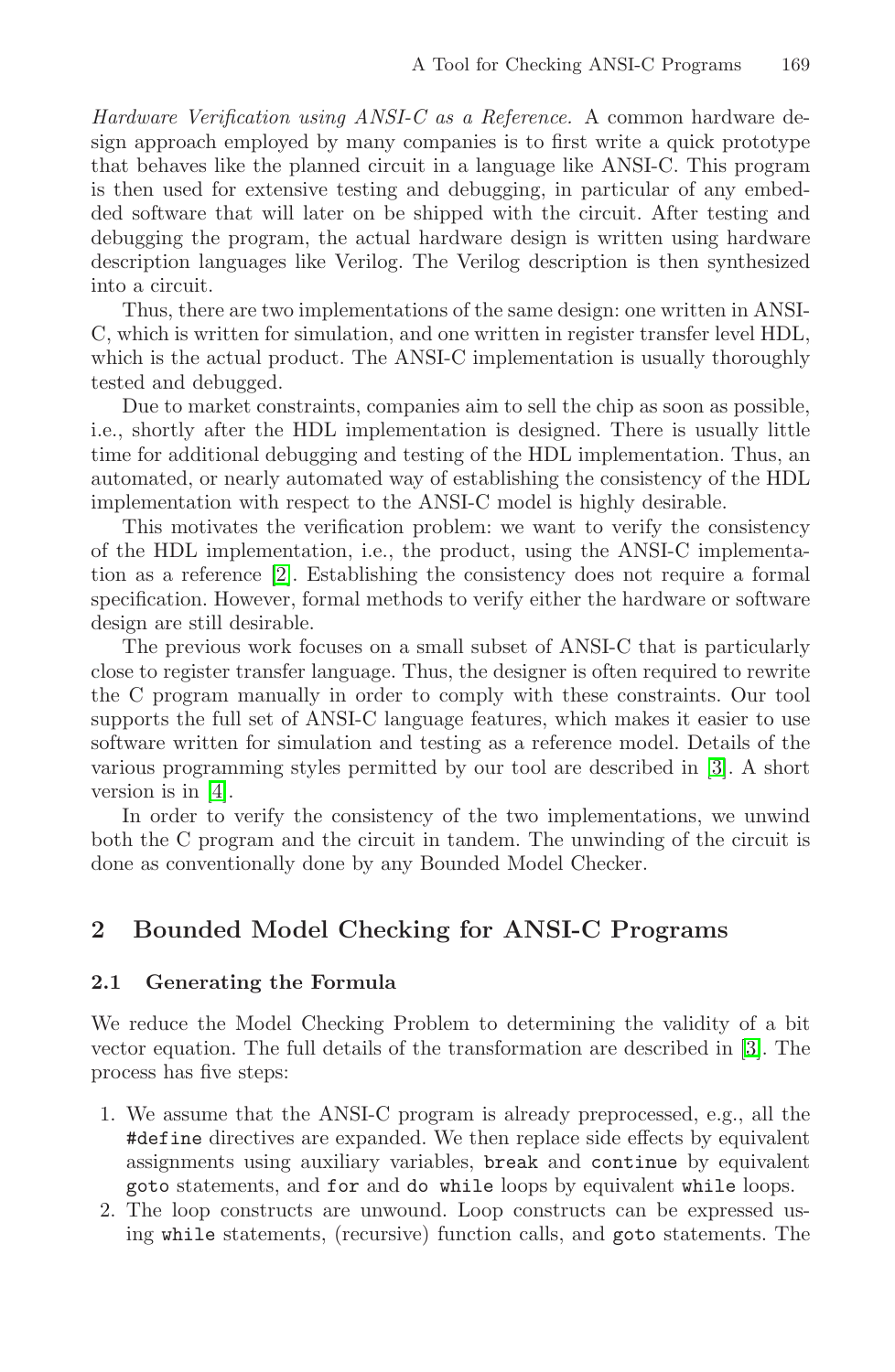*Hardware Verification using ANSI-C as a Reference.* A common hardware design approach employed by many companies is to first write a quick prototype that behaves like the planned circuit in a language like ANSI-C. This program is then used for extensive testing and debugging, in particular of any embedded software that will later on be shipped with the circuit. After testing and debugging the program, the actual hardware design is written using hardware description languages like Verilog. The Verilog description is then synthesized into a circuit.

Thus, there are two implementations of the same design: one written in ANSI-C, which is written for simulation, and one written in register transfer level HDL, which is the actual product. The ANSI-C implementation is usually thoroughly tested and debugged.

Due to market constraints, companies aim to sell the chip as soon as possible, i.e., shortly after the HDL implementation is designed. There is usually little time for additional debugging and testing of the HDL implementation. Thus, an automated, or nearly automated way of establishing the consistency of the HDL implementation with respect to the ANSI-C model is highly desirable.

This motivates the verification problem: we want to verify the consistency of the HDL implementation, i.e., the product, using the ANSI-C implementation as a reference [2]. Establishing the consistency does not require a formal specification. However, formal methods to verify either the hardware or software design are still desirable.

The previous work focuses on a small subset of ANSI-C that is particularly close to register transfer language. Thus, the designer is often required to rewrite the C program manually in order to comply with these constraints. Our tool supports the full set of ANSI-C language features, which makes it easier to use software written for simulation and testing as a reference model. Details of the various programming styles permitted by our tool are described in [3]. A short version is in [4].

In order to verify the consistency of the two implementations, we unwind both the C program and the circuit in tandem. The unwinding of the circuit is done as conventionally done by any Bounded Model Checker.

## 2 Bounded Model Checking for ANSI-C Programs

### 2.1 Generating the Formula

We reduce the Model Checking Problem to determining the validity of a bit vector equation. The full details of the transformation are described in [3]. The process has five steps:

1. We assume that the ANSI-C program is already preprocessed, e.g., all the `#define` directives are expanded. We then replace side effects by equivalent assignments using auxiliary variables, `break` and `continue` by equivalent `goto` statements, and `for` and `do while` loops by equivalent `while` loops.
2. The loop constructs are unwound. Loop constructs can be expressed using `while` statements, (recursive) function calls, and `goto` statements. The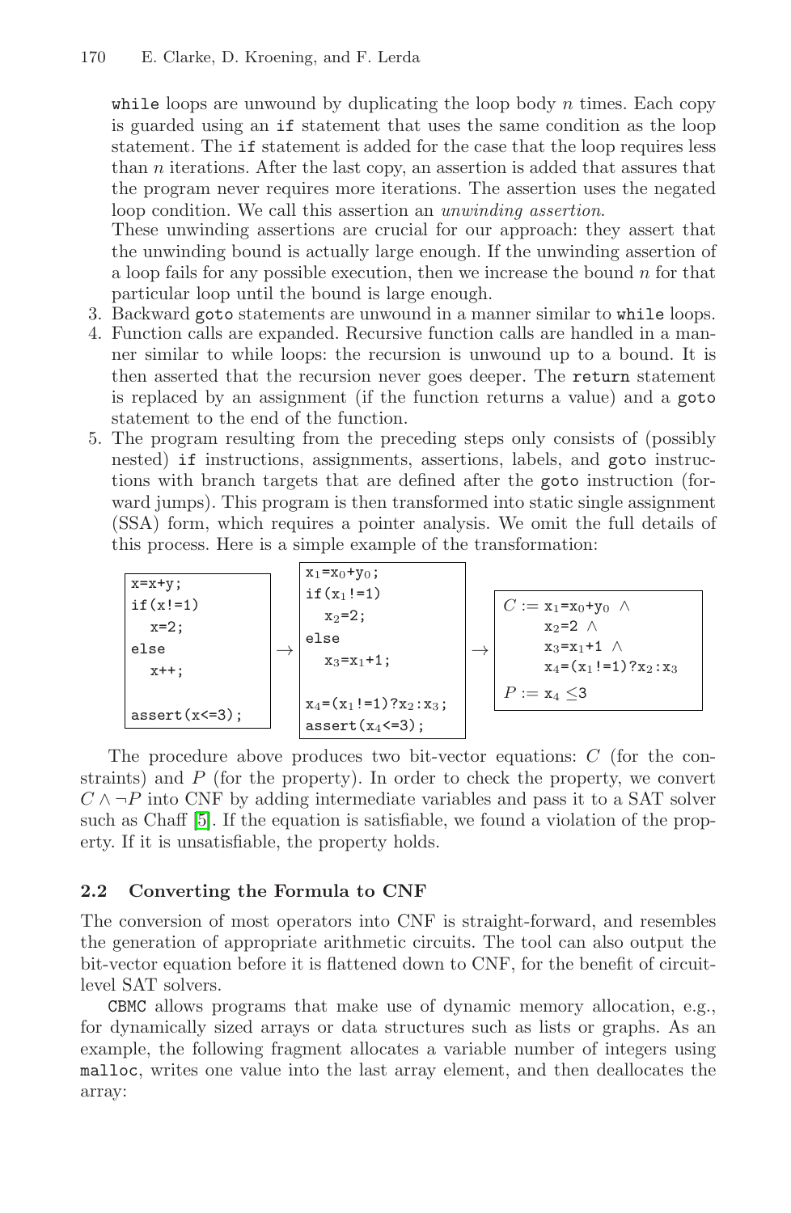while loops are unwound by duplicating the loop body $n$ times. Each copy is guarded using an if statement that uses the same condition as the loop statement. The if statement is added for the case that the loop requires less than $n$ iterations. After the last copy, an assertion is added that assures that the program never requires more iterations. The assertion uses the negated loop condition. We call this assertion an *unwinding assertion*.

These unwinding assertions are crucial for our approach: they assert that the unwinding bound is actually large enough. If the unwinding assertion of a loop fails for any possible execution, then we increase the bound $n$ for that particular loop until the bound is large enough.

3. Backward goto statements are unwound in a manner similar to while loops.
4. Function calls are expanded. Recursive function calls are handled in a manner similar to while loops: the recursion is unwound up to a bound. It is then asserted that the recursion never goes deeper. The return statement is replaced by an assignment (if the function returns a value) and a goto statement to the end of the function.
5. The program resulting from the preceding steps only consists of (possibly nested) if instructions, assignments, assertions, labels, and goto instructions with branch targets that are defined after the goto instruction (forward jumps). This program is then transformed into static single assignment (SSA) form, which requires a pointer analysis. We omit the full details of this process. Here is a simple example of the transformation:

```
x=x+y;
if(x!=1)
  x=2;
else
  x++;

assert(x<=3);
```

$\rightarrow$

```
x1=x0+y0;
if(x1!=1)
  x2=2;
else
  x3=x1+1;

x4=(x1!=1)?x2:x3;
assert(x4<=3);
```

$\rightarrow$

$$
\begin{aligned}
C := {} & x_1 = x_0 + y_0 \ \wedge \\
& x_2 = 2 \ \wedge \\
& x_3 = x_1 + 1 \ \wedge \\
& x_4 = (x_1 != 1) ? x_2 : x_3 \\
P := {} & x_4 \leq 3
\end{aligned}
$$

The procedure above produces two bit-vector equations: $C$ (for the constraints) and $P$ (for the property). In order to check the property, we convert $C \wedge \neg P$ into CNF by adding intermediate variables and pass it to a SAT solver such as Chaff [5]. If the equation is satisfiable, we found a violation of the property. If it is unsatisfiable, the property holds.

### 2.2 Converting the Formula to CNF

The conversion of most operators into CNF is straight-forward, and resembles the generation of appropriate arithmetic circuits. The tool can also output the bit-vector equation before it is flattened down to CNF, for the benefit of circuit-level SAT solvers.

CBMC allows programs that make use of dynamic memory allocation, e.g., for dynamically sized arrays or data structures such as lists or graphs. As an example, the following fragment allocates a variable number of integers using malloc, writes one value into the last array element, and then deallocates the array: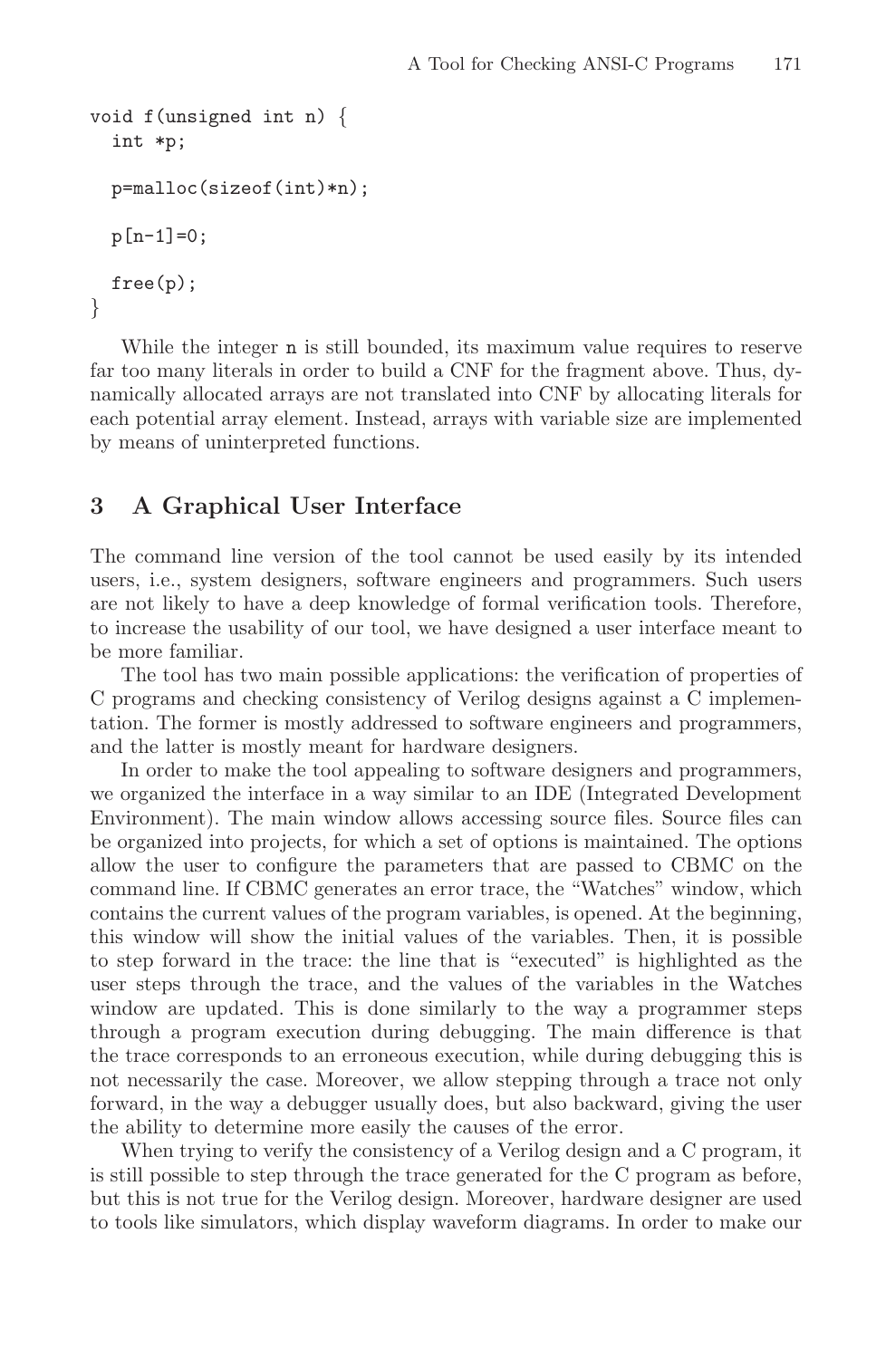```
void f(unsigned int n) {
  int *p;

  p=malloc(sizeof(int)*n);

  p[n-1]=0;

  free(p);
}
```

While the integer `n` is still bounded, its maximum value requires to reserve far too many literals in order to build a CNF for the fragment above. Thus, dynamically allocated arrays are not translated into CNF by allocating literals for each potential array element. Instead, arrays with variable size are implemented by means of uninterpreted functions.

## 3 A Graphical User Interface

The command line version of the tool cannot be used easily by its intended users, i.e., system designers, software engineers and programmers. Such users are not likely to have a deep knowledge of formal verification tools. Therefore, to increase the usability of our tool, we have designed a user interface meant to be more familiar.

The tool has two main possible applications: the verification of properties of C programs and checking consistency of Verilog designs against a C implementation. The former is mostly addressed to software engineers and programmers, and the latter is mostly meant for hardware designers.

In order to make the tool appealing to software designers and programmers, we organized the interface in a way similar to an IDE (Integrated Development Environment). The main window allows accessing source files. Source files can be organized into projects, for which a set of options is maintained. The options allow the user to configure the parameters that are passed to CBMC on the command line. If CBMC generates an error trace, the "Watches" window, which contains the current values of the program variables, is opened. At the beginning, this window will show the initial values of the variables. Then, it is possible to step forward in the trace: the line that is "executed" is highlighted as the user steps through the trace, and the values of the variables in the Watches window are updated. This is done similarly to the way a programmer steps through a program execution during debugging. The main difference is that the trace corresponds to an erroneous execution, while during debugging this is not necessarily the case. Moreover, we allow stepping through a trace not only forward, in the way a debugger usually does, but also backward, giving the user the ability to determine more easily the causes of the error.

When trying to verify the consistency of a Verilog design and a C program, it is still possible to step through the trace generated for the C program as before, but this is not true for the Verilog design. Moreover, hardware designer are used to tools like simulators, which display waveform diagrams. In order to make our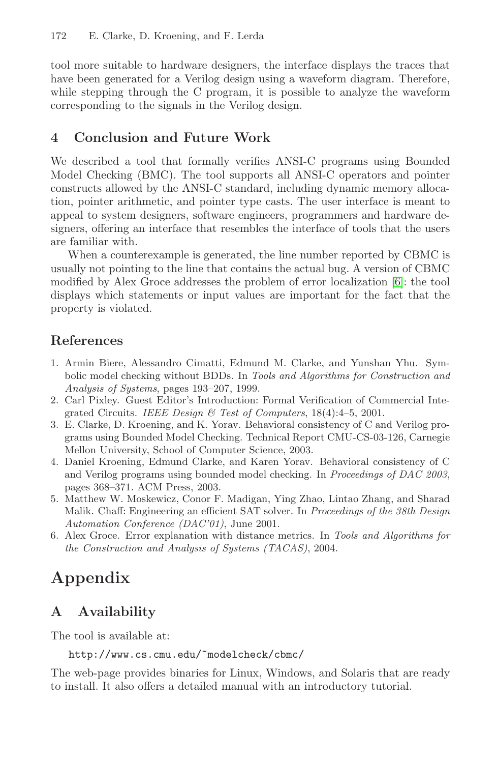tool more suitable to hardware designers, the interface displays the traces that have been generated for a Verilog design using a waveform diagram. Therefore, while stepping through the C program, it is possible to analyze the waveform corresponding to the signals in the Verilog design.

## 4 Conclusion and Future Work

We described a tool that formally verifies ANSI-C programs using Bounded Model Checking (BMC). The tool supports all ANSI-C operators and pointer constructs allowed by the ANSI-C standard, including dynamic memory allocation, pointer arithmetic, and pointer type casts. The user interface is meant to appeal to system designers, software engineers, programmers and hardware designers, offering an interface that resembles the interface of tools that the users are familiar with.

When a counterexample is generated, the line number reported by CBMC is usually not pointing to the line that contains the actual bug. A version of CBMC modified by Alex Groce addresses the problem of error localization [6]: the tool displays which statements or input values are important for the fact that the property is violated.

## References

1. Armin Biere, Alessandro Cimatti, Edmund M. Clarke, and Yunshan Yhu. Symbolic model checking without BDDs. In *Tools and Algorithms for Construction and Analysis of Systems*, pages 193–207, 1999.
2. Carl Pixley. Guest Editor's Introduction: Formal Verification of Commercial Integrated Circuits. *IEEE Design & Test of Computers*, 18(4):4–5, 2001.
3. E. Clarke, D. Kroening, and K. Yorav. Behavioral consistency of C and Verilog programs using Bounded Model Checking. Technical Report CMU-CS-03-126, Carnegie Mellon University, School of Computer Science, 2003.
4. Daniel Kroening, Edmund Clarke, and Karen Yorav. Behavioral consistency of C and Verilog programs using bounded model checking. In *Proceedings of DAC 2003*, pages 368–371. ACM Press, 2003.
5. Matthew W. Moskewicz, Conor F. Madigan, Ying Zhao, Lintao Zhang, and Sharad Malik. Chaff: Engineering an efficient SAT solver. In *Proceedings of the 38th Design Automation Conference (DAC'01)*, June 2001.
6. Alex Groce. Error explanation with distance metrics. In *Tools and Algorithms for the Construction and Analysis of Systems (TACAS)*, 2004.

# Appendix

## A Availability

The tool is available at:

```
http://www.cs.cmu.edu/~modelcheck/cbmc/
```

The web-page provides binaries for Linux, Windows, and Solaris that are ready to install. It also offers a detailed manual with an introductory tutorial.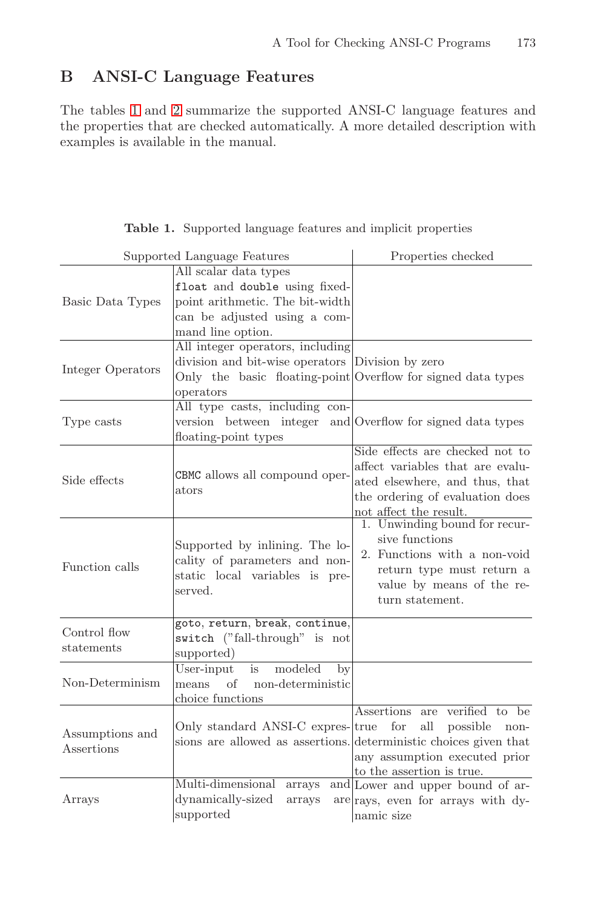## B ANSI-C Language Features

The tables 1 and 2 summarize the supported ANSI-C language features and the properties that are checked automatically. A more detailed description with examples is available in the manual.

**Table 1.** Supported language features and implicit properties

| Supported Language Features | | Properties checked |
|---|---|---|
| Basic Data Types | All scalar data types `float` and `double` using fixed-point arithmetic. The bit-width can be adjusted using a command line option. | |
| Integer Operators | All integer operators, including division and bit-wise operators Only the basic floating-point operators | Division by zero Overflow for signed data types |
| Type casts | All type casts, including conversion between integer and floating-point types | Overflow for signed data types |
| Side effects | `CBMC` allows all compound operators | Side effects are checked not to affect variables that are evaluated elsewhere, and thus, that the ordering of evaluation does not affect the result. |
| Function calls | Supported by inlining. The locality of parameters and non-static local variables is preserved. | 1. Unwinding bound for recursive functions 2. Functions with a non-void return type must return a value by means of the return statement. |
| Control flow statements | `goto`, `return`, `break`, `continue`, `switch` ("fall-through" is not supported) | |
| Non-Determinism | User-input is modeled by means of non-deterministic choice functions | |
| Assumptions and Assertions | Only standard ANSI-C expressions are allowed as assertions. | Assertions are verified to be true for all possible non-deterministic choices given that any assumption executed prior to the assertion is true. |
| Arrays | Multi-dimensional arrays and dynamically-sized arrays are supported | Lower and upper bound of arrays, even for arrays with dynamic size |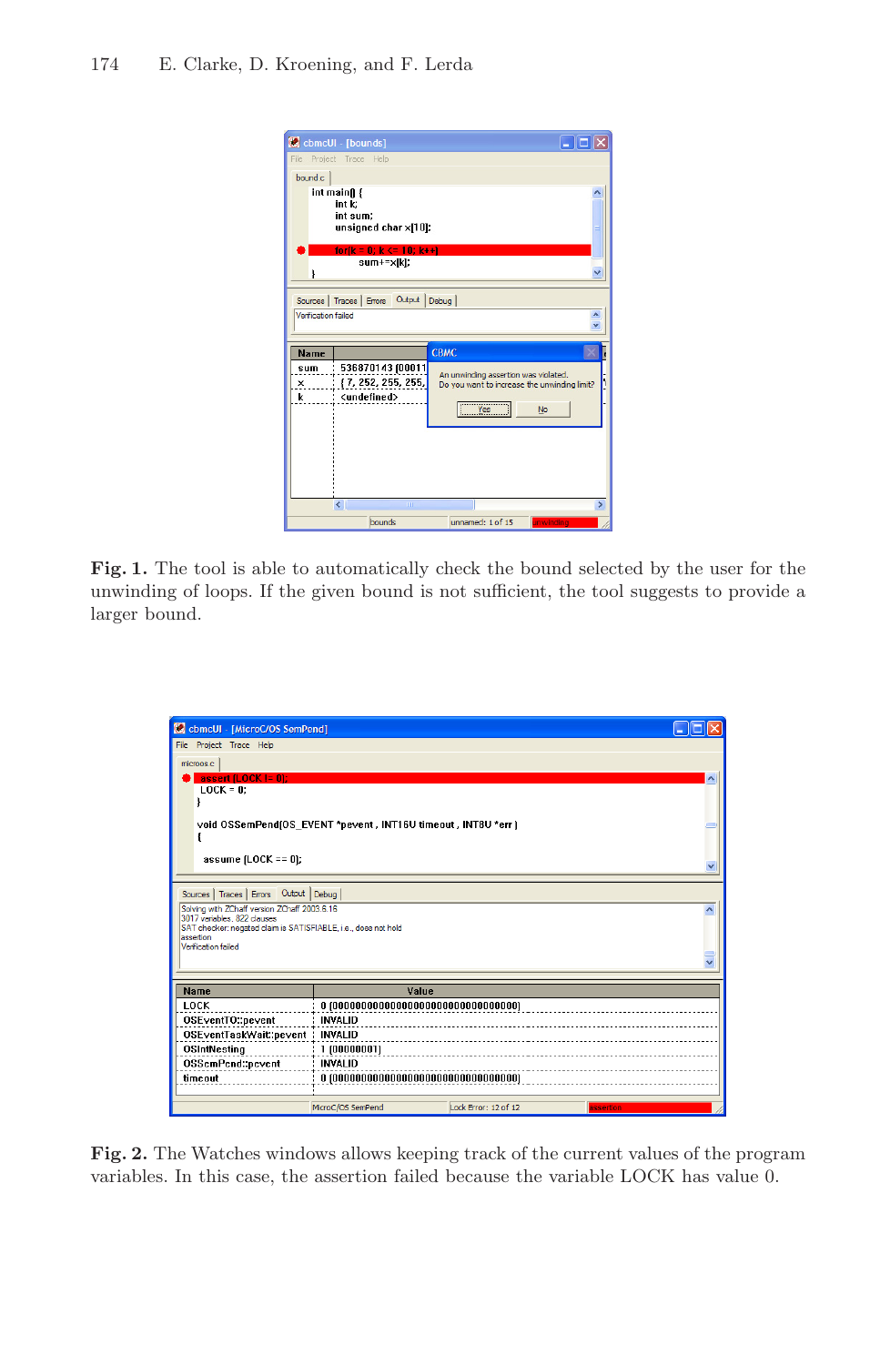**Fig. 1.** The tool is able to automatically check the bound selected by the user for the unwinding of loops. If the given bound is not sufficient, the tool suggests to provide a larger bound.

**Fig. 2.** The Watches windows allows keeping track of the current values of the program variables. In this case, the assertion failed because the variable LOCK has value 0.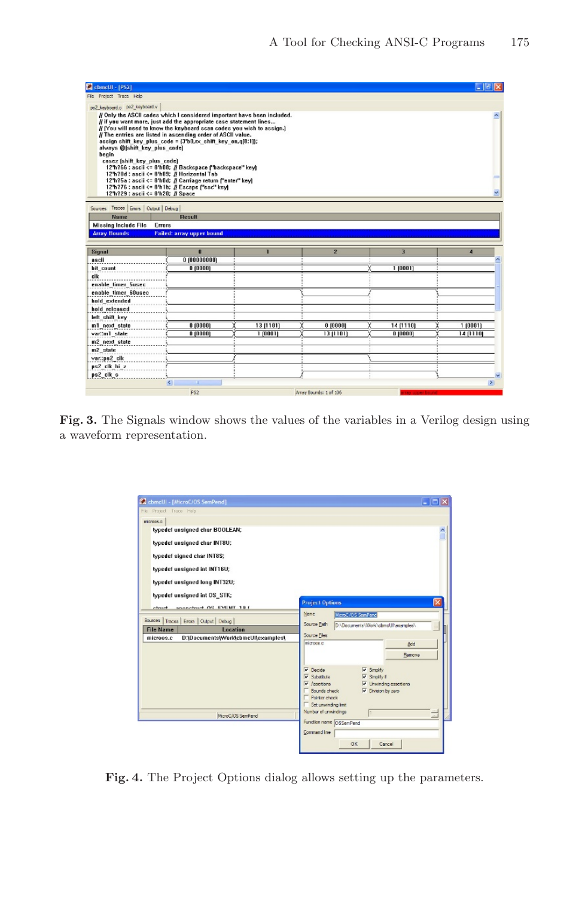**Fig. 3.** The Signals window shows the values of the variables in a Verilog design using a waveform representation.

**Fig. 4.** The Project Options dialog allows setting up the parameters.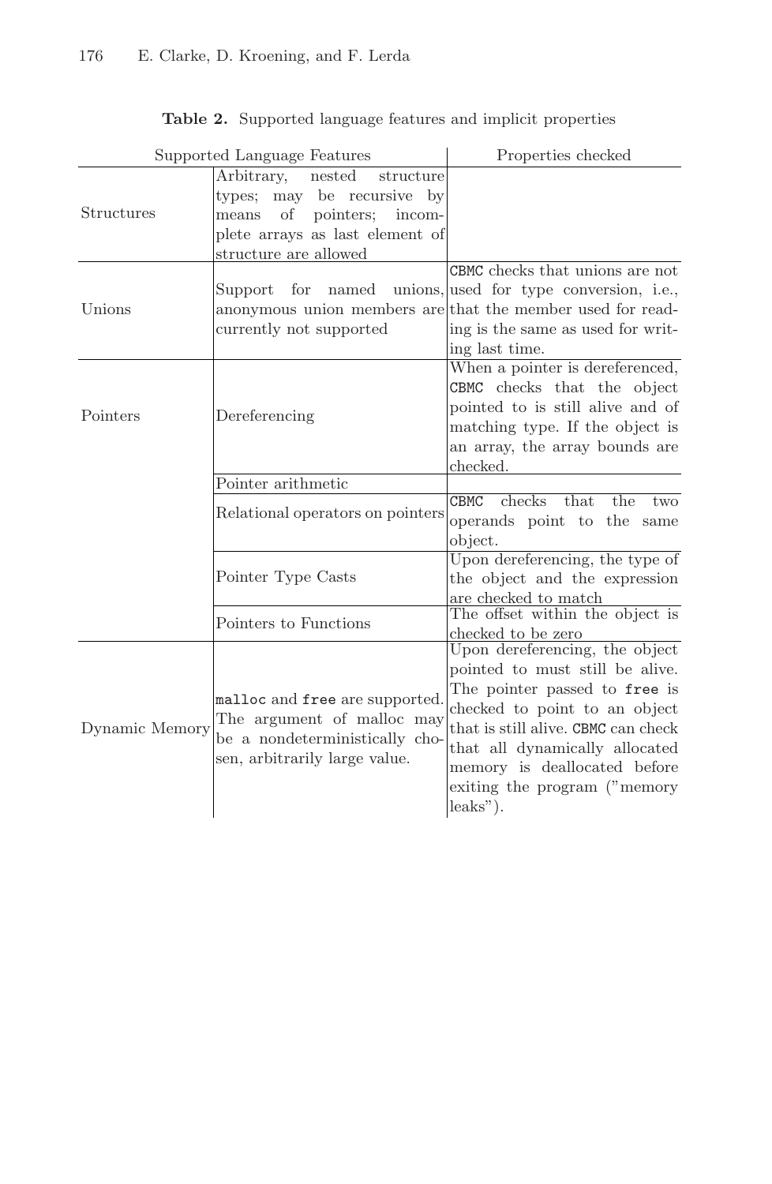**Table 2.** Supported language features and implicit properties

| Supported Language Features | | Properties checked |
|---|---|---|
| Structures | Arbitrary, nested structure types; may be recursive by means of pointers; incomplete arrays as last element of structure are allowed | |
| Unions | Support for named unions, anonymous union members are currently not supported | `CBMC` checks that unions are not used for type conversion, i.e., that the member used for reading is the same as used for writing last time. |
| Pointers | Dereferencing | When a pointer is dereferenced, `CBMC` checks that the object pointed to is still alive and of matching type. If the object is an array, the array bounds are checked. |
| | Pointer arithmetic | |
| | Relational operators on pointers | `CBMC` checks that the two operands point to the same object. |
| | Pointer Type Casts | Upon dereferencing, the type of the object and the expression are checked to match |
| | Pointers to Functions | The offset within the object is checked to be zero |
| Dynamic Memory | `malloc` and `free` are supported. The argument of malloc may be a nondeterministically chosen, arbitrarily large value. | Upon dereferencing, the object pointed to must still be alive. The pointer passed to `free` is checked to point to an object that is still alive. `CBMC` can check that all dynamically allocated memory is deallocated before exiting the program ("memory leaks"). |